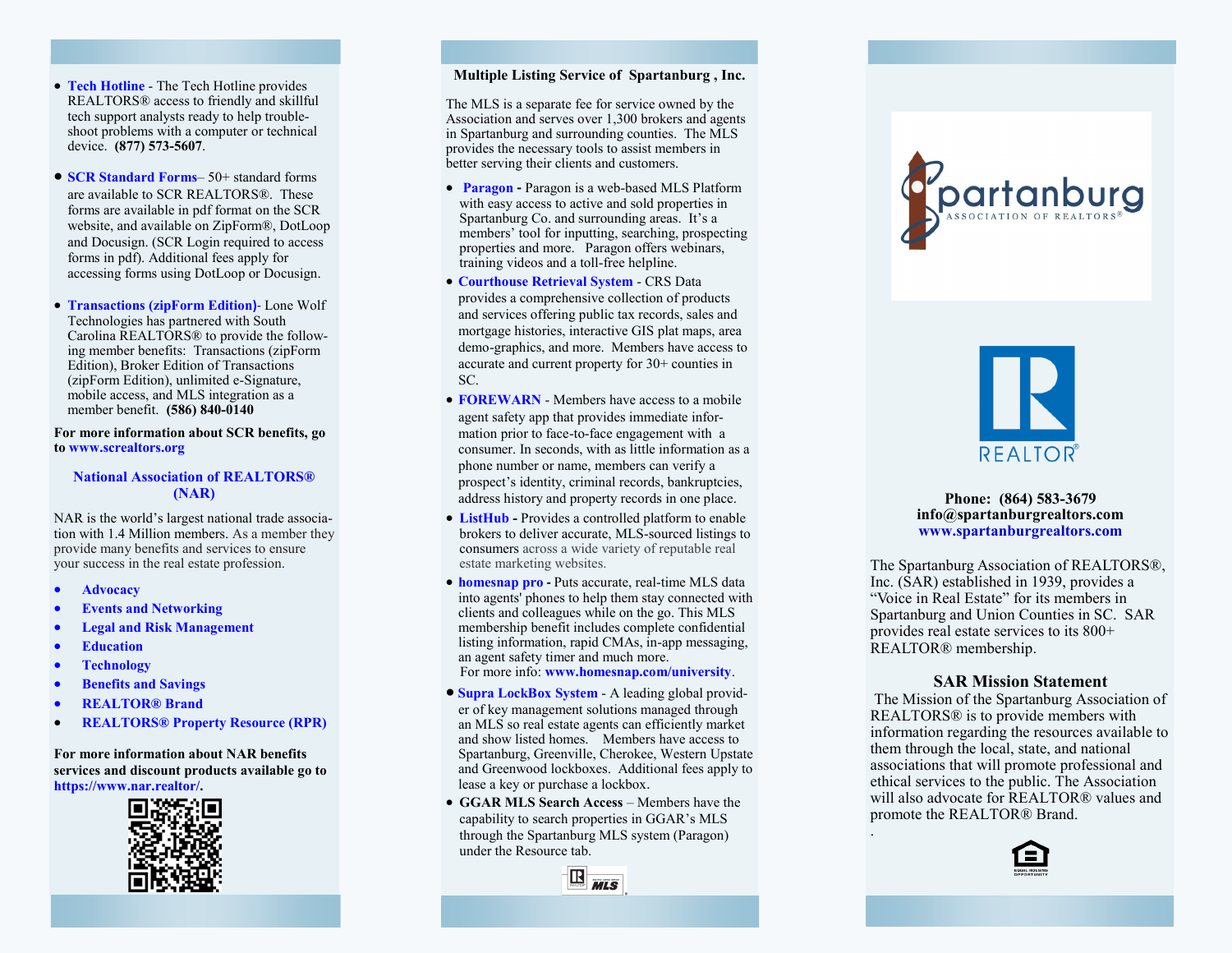- **Tech Hotline** - The Tech Hotline provides REALTORS® access to friendly and skillful tech support analysts ready to help trouble-shoot problems with a computer or technical device. **(877) 573-5607**.

- **SCR Standard Forms**– 50+ standard forms are available to SCR REALTORS®. These forms are available in pdf format on the SCR website, and available on ZipForm®, DotLoop and Docusign. (SCR Login required to access forms in pdf). Additional fees apply for accessing forms using DotLoop or Docusign.

- **Transactions (zipForm Edition)**- Lone Wolf Technologies has partnered with South Carolina REALTORS® to provide the following member benefits: Transactions (zipForm Edition), Broker Edition of Transactions (zipForm Edition), unlimited e-Signature, mobile access, and MLS integration as a member benefit. **(586) 840-0140**

**For more information about SCR benefits, go to www.screaltors.org**

## National Association of REALTORS® (NAR)

NAR is the world's largest national trade association with 1.4 Million members. As a member they provide many benefits and services to ensure your success in the real estate profession.

- **Advocacy**
- **Events and Networking**
- **Legal and Risk Management**
- **Education**
- **Technology**
- **Benefits and Savings**
- **REALTOR® Brand**
- **REALTORS® Property Resource (RPR)**

**For more information about NAR benefits services and discount products available go to https://www.nar.realtor/.**

## Multiple Listing Service of Spartanburg , Inc.

The MLS is a separate fee for service owned by the Association and serves over 1,300 brokers and agents in Spartanburg and surrounding counties. The MLS provides the necessary tools to assist members in better serving their clients and customers.

- **Paragon -** Paragon is a web-based MLS Platform with easy access to active and sold properties in Spartanburg Co. and surrounding areas. It's a members' tool for inputting, searching, prospecting properties and more. Paragon offers webinars, training videos and a toll-free helpline.
- **Courthouse Retrieval System** - CRS Data provides a comprehensive collection of products and services offering public tax records, sales and mortgage histories, interactive GIS plat maps, area demo-graphics, and more. Members have access to accurate and current property for 30+ counties in SC.
- **FOREWARN** - Members have access to a mobile agent safety app that provides immediate information prior to face-to-face engagement with a consumer. In seconds, with as little information as a phone number or name, members can verify a prospect's identity, criminal records, bankruptcies, address history and property records in one place.
- **ListHub -** Provides a controlled platform to enable brokers to deliver accurate, MLS-sourced listings to consumers across a wide variety of reputable real estate marketing websites.
- **homesnap pro -** Puts accurate, real-time MLS data into agents' phones to help them stay connected with clients and colleagues while on the go. This MLS membership benefit includes complete confidential listing information, rapid CMAs, in-app messaging, an agent safety timer and much more. For more info: **www.homesnap.com/university**.
- **Supra LockBox System** - A leading global provider of key management solutions managed through an MLS so real estate agents can efficiently market and show listed homes. Members have access to Spartanburg, Greenville, Cherokee, Western Upstate and Greenwood lockboxes. Additional fees apply to lease a key or purchase a lockbox.
- **GGAR MLS Search Access** – Members have the capability to search properties in GGAR's MLS through the Spartanburg MLS system (Paragon) under the Resource tab.

**Phone: (864) 583-3679**
**info@spartanburgrealtors.com**
**www.spartanburgrealtors.com**

The Spartanburg Association of REALTORS®, Inc. (SAR) established in 1939, provides a "Voice in Real Estate" for its members in Spartanburg and Union Counties in SC. SAR provides real estate services to its 800+ REALTOR® membership.

## SAR Mission Statement

The Mission of the Spartanburg Association of REALTORS® is to provide members with information regarding the resources available to them through the local, state, and national associations that will promote professional and ethical services to the public. The Association will also advocate for REALTOR® values and promote the REALTOR® Brand.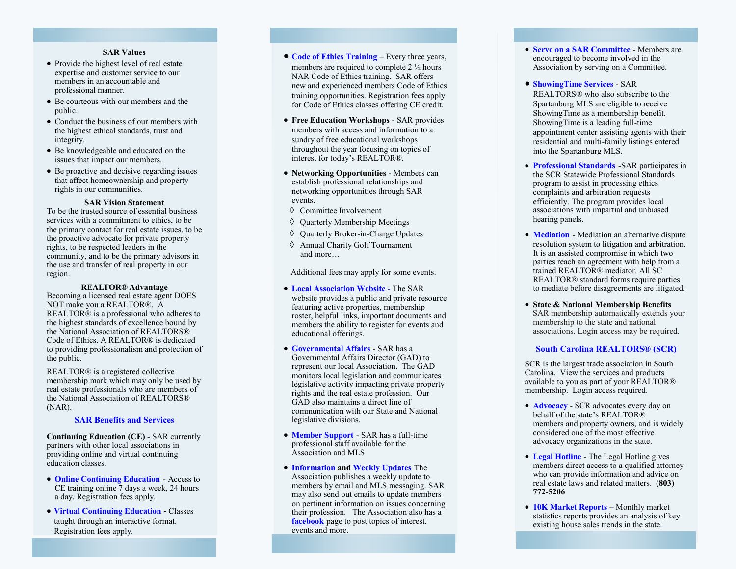### SAR Values

- Provide the highest level of real estate expertise and customer service to our members in an accountable and professional manner.
- Be courteous with our members and the public.
- Conduct the business of our members with the highest ethical standards, trust and integrity.
- Be knowledgeable and educated on the issues that impact our members.
- Be proactive and decisive regarding issues that affect homeownership and property rights in our communities.

### SAR Vision Statement

To be the trusted source of essential business services with a commitment to ethics, to be the primary contact for real estate issues, to be the proactive advocate for private property rights, to be respected leaders in the community, and to be the primary advisors in the use and transfer of real property in our region.

### REALTOR® Advantage

Becoming a licensed real estate agent DOES NOT make you a REALTOR®. A REALTOR® is a professional who adheres to the highest standards of excellence bound by the National Association of REALTORS® Code of Ethics. A REALTOR® is dedicated to providing professionalism and protection of the public.

REALTOR® is a registered collective membership mark which may only be used by real estate professionals who are members of the National Association of REALTORS® (NAR).

### SAR Benefits and Services

**Continuing Education (CE)** - SAR currently partners with other local associations in providing online and virtual continuing education classes.

- **Online Continuing Education** - Access to CE training online 7 days a week, 24 hours a day. Registration fees apply.
- **Virtual Continuing Education** - Classes taught through an interactive format. Registration fees apply.
- **Code of Ethics Training** – Every three years, members are required to complete 2 ½ hours NAR Code of Ethics training. SAR offers new and experienced members Code of Ethics training opportunities. Registration fees apply for Code of Ethics classes offering CE credit.
- **Free Education Workshops** - SAR provides members with access and information to a sundry of free educational workshops throughout the year focusing on topics of interest for today's REALTOR®.
- **Networking Opportunities** - Members can establish professional relationships and networking opportunities through SAR events.
  - ◊ Committee Involvement
  - ◊ Quarterly Membership Meetings
  - ◊ Quarterly Broker-in-Charge Updates
  - ◊ Annual Charity Golf Tournament and more…

  Additional fees may apply for some events.
- **Local Association Website** - The SAR website provides a public and private resource featuring active properties, membership roster, helpful links, important documents and members the ability to register for events and educational offerings.
- **Governmental Affairs** - SAR has a Governmental Affairs Director (GAD) to represent our local Association. The GAD monitors local legislation and communicates legislative activity impacting private property rights and the real estate profession. Our GAD also maintains a direct line of communication with our State and National legislative divisions.
- **Member Support** - SAR has a full-time professional staff available for the Association and MLS
- **Information and Weekly Updates** The Association publishes a weekly update to members by email and MLS messaging. SAR may also send out emails to update members on pertinent information on issues concerning their profession. The Association also has a facebook page to post topics of interest, events and more.
- **Serve on a SAR Committee** - Members are encouraged to become involved in the Association by serving on a Committee.
- **ShowingTime Services** - SAR REALTORS® who also subscribe to the Spartanburg MLS are eligible to receive ShowingTime as a membership benefit. ShowingTime is a leading full-time appointment center assisting agents with their residential and multi-family listings entered into the Spartanburg MLS.
- **Professional Standards** -SAR participates in the SCR Statewide Professional Standards program to assist in processing ethics complaints and arbitration requests efficiently. The program provides local associations with impartial and unbiased hearing panels.
- **Mediation** - Mediation an alternative dispute resolution system to litigation and arbitration. It is an assisted compromise in which two parties reach an agreement with help from a trained REALTOR® mediator. All SC REALTOR® standard forms require parties to mediate before disagreements are litigated.
- **State & National Membership Benefits** SAR membership automatically extends your membership to the state and national associations. Login access may be required.

### South Carolina REALTORS® (SCR)

SCR is the largest trade association in South Carolina. View the services and products available to you as part of your REALTOR® membership. Login access required.

- **Advocacy** - SCR advocates every day on behalf of the state's REALTOR® members and property owners, and is widely considered one of the most effective advocacy organizations in the state.
- **Legal Hotline** - The Legal Hotline gives members direct access to a qualified attorney who can provide information and advice on real estate laws and related matters. **(803) 772-5206**
- **10K Market Reports** – Monthly market statistics reports provides an analysis of key existing house sales trends in the state.